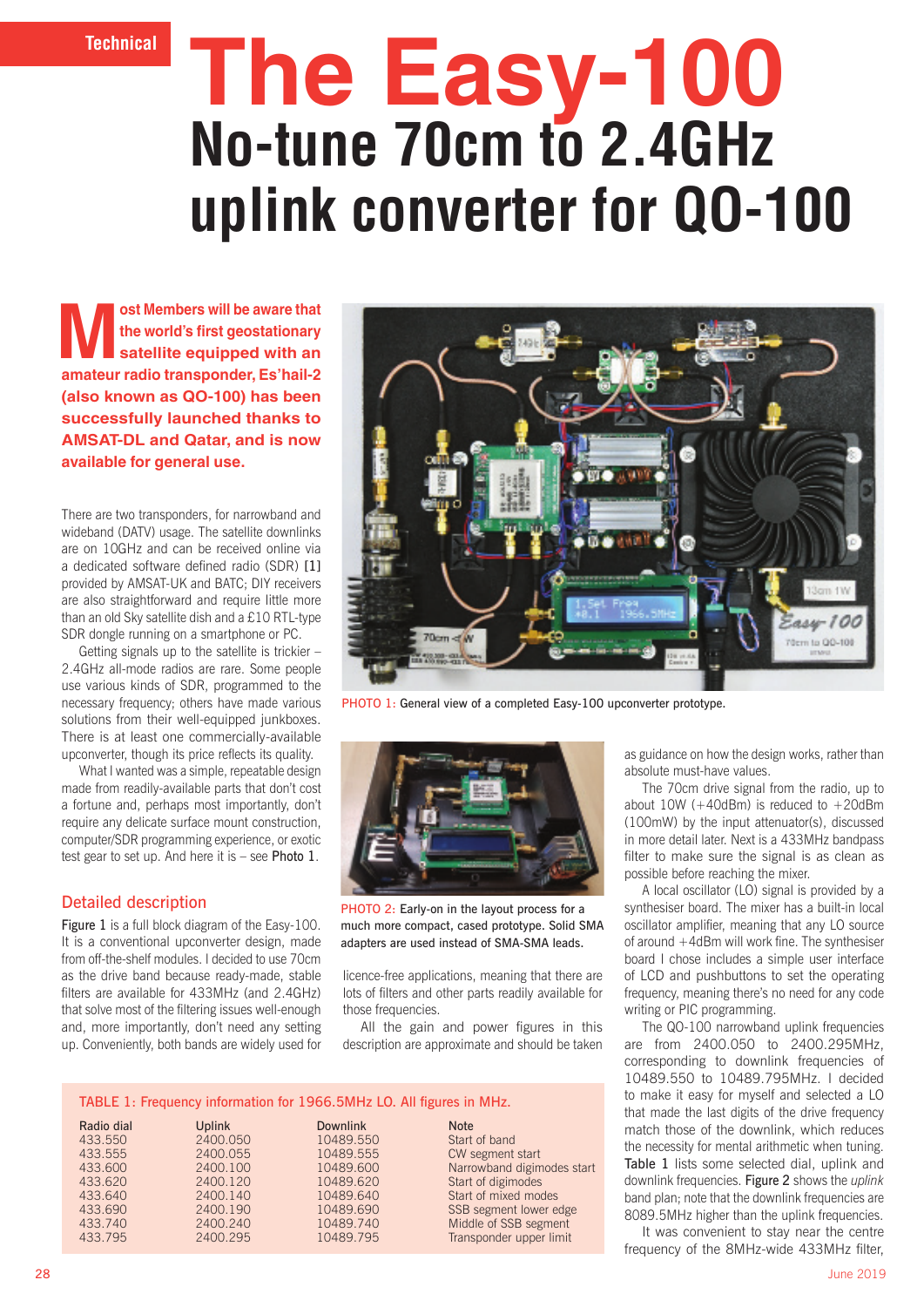Technical

# The Easy-100

## No-tune 70cm to 2.4GHz uplink converter for QO-100

**Most Members will be aware that the world's first geostationary satellite equipped with an amateur radio transponder, Es'hail-2 (also known as QO-100) has been successfully launched thanks to AMSAT-DL and Qatar, and is now available for general use.**

There are two transponders, for narrowband and wideband (DATV) usage. The satellite downlinks are on 10GHz and can be received online via a dedicated software defined radio (SDR) [1] provided by AMSAT-UK and BATC; DIY receivers are also straightforward and require little more than an old Sky satellite dish and a £10 RTL-type SDR dongle running on a smartphone or PC.

Getting signals up to the satellite is trickier – 2.4GHz all-mode radios are rare. Some people use various kinds of SDR, programmed to the necessary frequency; others have made various solutions from their well-equipped junkboxes. There is at least one commercially-available upconverter, though its price reflects its quality.

What I wanted was a simple, repeatable design made from readily-available parts that don't cost a fortune and, perhaps most importantly, don't require any delicate surface mount construction, computer/SDR programming experience, or exotic test gear to set up. And here it is – see Photo 1.

PHOTO 1: General view of a completed Easy-100 upconverter prototype.

### Detailed description

Figure 1 is a full block diagram of the Easy-100. It is a conventional upconverter design, made from off-the-shelf modules. I decided to use 70cm as the drive band because ready-made, stable filters are available for 433MHz (and 2.4GHz) that solve most of the filtering issues well-enough and, more importantly, don't need any setting up. Conveniently, both bands are widely used for licence-free applications, meaning that there are lots of filters and other parts readily available for those frequencies.

PHOTO 2: Early-on in the layout process for a much more compact, cased prototype. Solid SMA adapters are used instead of SMA-SMA leads.

All the gain and power figures in this description are approximate and should be taken as guidance on how the design works, rather than absolute must-have values.

The 70cm drive signal from the radio, up to about 10W (+40dBm) is reduced to +20dBm (100mW) by the input attenuator(s), discussed in more detail later. Next is a 433MHz bandpass filter to make sure the signal is as clean as possible before reaching the mixer.

A local oscillator (LO) signal is provided by a synthesiser board. The mixer has a built-in local oscillator amplifier, meaning that any LO source of around +4dBm will work fine. The synthesiser board I chose includes a simple user interface of LCD and pushbuttons to set the operating frequency, meaning there's no need for any code writing or PIC programming.

The QO-100 narrowband uplink frequencies are from 2400.050 to 2400.295MHz, corresponding to downlink frequencies of 10489.550 to 10489.795MHz. I decided to make it easy for myself and selected a LO that made the last digits of the drive frequency match those of the downlink, which reduces the necessity for mental arithmetic when tuning. Table 1 lists some selected dial, uplink and downlink frequencies. Figure 2 shows the *uplink* band plan; note that the downlink frequencies are 8089.5MHz higher than the uplink frequencies.

TABLE 1: Frequency information for 1966.5MHz LO. All figures in MHz.

| Radio dial | Uplink | Downlink | Note |
|---|---|---|---|
| 433.550 | 2400.050 | 10489.550 | Start of band |
| 433.555 | 2400.055 | 10489.555 | CW segment start |
| 433.600 | 2400.100 | 10489.600 | Narrowband digimodes start |
| 433.620 | 2400.120 | 10489.620 | Start of digimodes |
| 433.640 | 2400.140 | 10489.640 | Start of mixed modes |
| 433.690 | 2400.190 | 10489.690 | SSB segment lower edge |
| 433.740 | 2400.240 | 10489.740 | Middle of SSB segment |
| 433.795 | 2400.295 | 10489.795 | Transponder upper limit |

It was convenient to stay near the centre frequency of the 8MHz-wide 433MHz filter,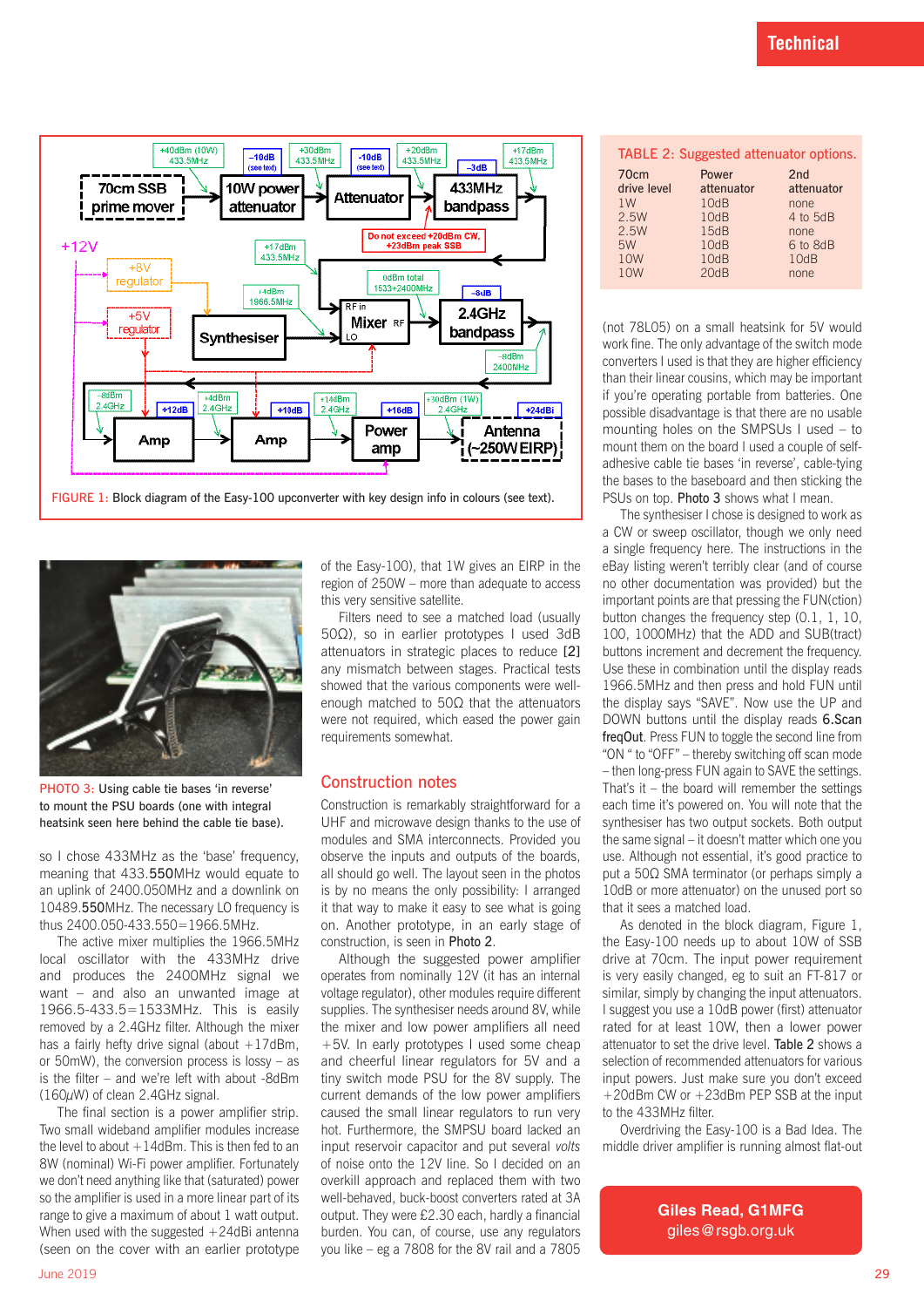FIGURE 1: Block diagram of the Easy-100 upconverter with key design info in colours (see text).

PHOTO 3: Using cable tie bases 'in reverse' to mount the PSU boards (one with integral heatsink seen here behind the cable tie base).

so I chose 433MHz as the 'base' frequency, meaning that 433.**550**MHz would equate to an uplink of 2400.050MHz and a downlink on 10489.**550**MHz. The necessary LO frequency is thus 2400.050-433.550=1966.5MHz.

The active mixer multiplies the 1966.5MHz local oscillator with the 433MHz drive and produces the 2400MHz signal we want – and also an unwanted image at 1966.5-433.5=1533MHz. This is easily removed by a 2.4GHz filter. Although the mixer has a fairly hefty drive signal (about +17dBm, or 50mW), the conversion process is lossy – as is the filter – and we're left with about -8dBm (160μW) of clean 2.4GHz signal.

The final section is a power amplifier strip. Two small wideband amplifier modules increase the level to about +14dBm. This is then fed to an 8W (nominal) Wi-Fi power amplifier. Fortunately we don't need anything like that (saturated) power so the amplifier is used in a more linear part of its range to give a maximum of about 1 watt output. When used with the suggested +24dBi antenna (seen on the cover with an earlier prototype of the Easy-100), that 1W gives an EIRP in the region of 250W – more than adequate to access this very sensitive satellite.

Filters need to see a matched load (usually 50Ω), so in earlier prototypes I used 3dB attenuators in strategic places to reduce **[2]** any mismatch between stages. Practical tests showed that the various components were well-enough matched to 50Ω that the attenuators were not required, which eased the power gain requirements somewhat.

## Construction notes

Construction is remarkably straightforward for a UHF and microwave design thanks to the use of modules and SMA interconnects. Provided you observe the inputs and outputs of the boards, all should go well. The layout seen in the photos is by no means the only possibility: I arranged it that way to make it easy to see what is going on. Another prototype, in an early stage of construction, is seen in **Photo 2**.

Although the suggested power amplifier operates from nominally 12V (it has an internal voltage regulator), other modules require different supplies. The synthesiser needs around 8V, while the mixer and low power amplifiers all need +5V. In early prototypes I used some cheap and cheerful linear regulators for 5V and a tiny switch mode PSU for the 8V supply. The current demands of the low power amplifiers caused the small linear regulators to run very hot. Furthermore, the SMPSU boards lacked an input reservoir capacitor and put several *volts* of noise onto the 12V line. So I decided on an overkill approach and replaced them with two well-behaved, buck-boost converters rated at 3A output. They were £2.30 each, hardly a financial burden. You can, of course, use any regulators you like – eg a 7808 for the 8V rail and a 7805 (not 78L05) on a small heatsink for 5V would work fine. The only advantage of the switch mode converters I used is that they are higher efficiency than their linear cousins, which may be important if you're operating portable from batteries. One possible disadvantage is that there are no usable mounting holes on the SMPSUs I used – to mount them on the board I used a couple of self-adhesive cable tie bases 'in reverse', cable-tying the bases to the baseboard and then sticking the PSUs on top. **Photo 3** shows what I mean.

The synthesiser I chose is designed to work as a CW or sweep oscillator, though we only need a single frequency here. The instructions in the eBay listing weren't terribly clear (and of course no other documentation was provided) but the important points are that pressing the FUN(ction) button changes the frequency step (0.1, 1, 10, 100, 1000MHz) that the ADD and SUB(tract) buttons increment and decrement the frequency. Use these in combination until the display reads 1966.5MHz and then press and hold FUN until the display says "SAVE". Now use the UP and DOWN buttons until the display reads **6.Scan freqOut**. Press FUN to toggle the second line from "ON " to "OFF" – thereby switching off scan mode – then long-press FUN again to SAVE the settings. That's it – the board will remember the settings each time it's powered on. You will note that the synthesiser has two output sockets. Both output the same signal – it doesn't matter which one you use. Although not essential, it's good practice to put a 50Ω SMA terminator (or perhaps simply a 10dB or more attenuator) on the unused port so that it sees a matched load.

As denoted in the block diagram, Figure 1, the Easy-100 needs up to about 10W of SSB drive at 70cm. The input power requirement is very easily changed, eg to suit an FT-817 or similar, simply by changing the input attenuators. I suggest you use a 10dB power (first) attenuator rated for at least 10W, then a lower power attenuator to set the drive level. **Table 2** shows a selection of recommended attenuators for various input powers. Just make sure you don't exceed +20dBm CW or +23dBm PEP SSB at the input to the 433MHz filter.

Overdriving the Easy-100 is a Bad Idea. The middle driver amplifier is running almost flat-out

TABLE 2: Suggested attenuator options.

| 70cm drive level | Power attenuator | 2nd attenuator |
|---|---|---|
| 1W | 10dB | none |
| 2.5W | 10dB | 4 to 5dB |
| 2.5W | 15dB | none |
| 5W | 10dB | 6 to 8dB |
| 10W | 10dB | 10dB |
| 10W | 20dB | none |

**Giles Read, G1MFG**
giles@rsgb.org.uk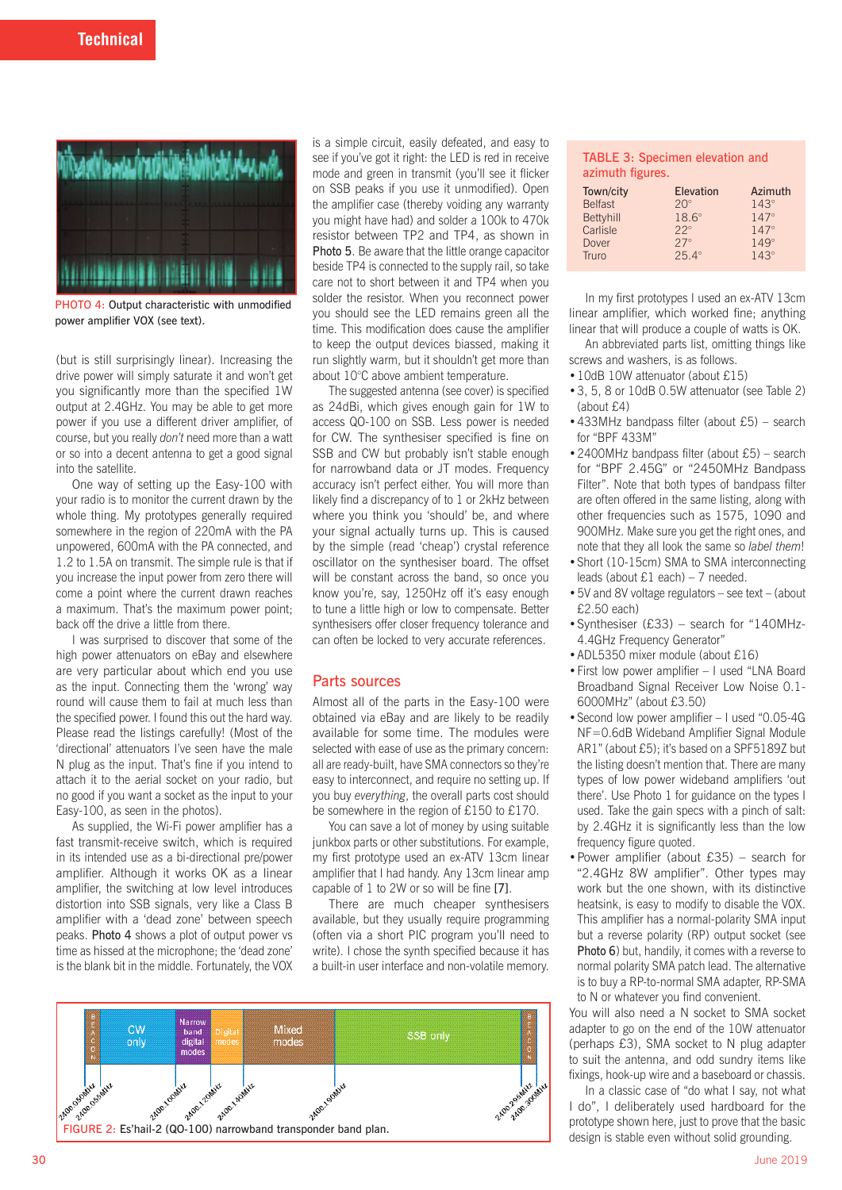PHOTO 4: Output characteristic with unmodified power amplifier VOX (see text).

(but is still surprisingly linear). Increasing the drive power will simply saturate it and won't get you significantly more than the specified 1W output at 2.4GHz. You may be able to get more power if you use a different driver amplifier, of course, but you really *don't* need more than a watt or so into a decent antenna to get a good signal into the satellite.

One way of setting up the Easy-100 with your radio is to monitor the current drawn by the whole thing. My prototypes generally required somewhere in the region of 220mA with the PA unpowered, 600mA with the PA connected, and 1.2 to 1.5A on transmit. The simple rule is that if you increase the input power from zero there will come a point where the current drawn reaches a maximum. That's the maximum power point; back off the drive a little from there.

I was surprised to discover that some of the high power attenuators on eBay and elsewhere are very particular about which end you use as the input. Connecting them the 'wrong' way round will cause them to fail at much less than the specified power. I found this out the hard way. Please read the listings carefully! (Most of the 'directional' attenuators I've seen have the male N plug as the input. That's fine if you intend to attach it to the aerial socket on your radio, but no good if you want a socket as the input to your Easy-100, as seen in the photos).

As supplied, the Wi-Fi power amplifier has a fast transmit-receive switch, which is required in its intended use as a bi-directional pre/power amplifier. Although it works OK as a linear amplifier, the switching at low level introduces distortion into SSB signals, very like a Class B amplifier with a 'dead zone' between speech peaks. Photo 4 shows a plot of output power vs time as hissed at the microphone; the 'dead zone' is the blank bit in the middle. Fortunately, the VOX is a simple circuit, easily defeated, and easy to see if you've got it right: the LED is red in receive mode and green in transmit (you'll see it flicker on SSB peaks if you use it unmodified). Open the amplifier case (thereby voiding any warranty you might have had) and solder a 100k to 470k resistor between TP2 and TP4, as shown in Photo 5. Be aware that the little orange capacitor beside TP4 is connected to the supply rail, so take care not to short between it and TP4 when you solder the resistor. When you reconnect power you should see the LED remains green all the time. This modification does cause the amplifier to keep the output devices biassed, making it run slightly warm, but it shouldn't get more than about 10°C above ambient temperature.

The suggested antenna (see cover) is specified as 24dBi, which gives enough gain for 1W to access QO-100 on SSB. Less power is needed for CW. The synthesiser specified is fine on SSB and CW but probably isn't stable enough for narrowband data or JT modes. Frequency accuracy isn't perfect either. You will more than likely find a discrepancy of to 1 or 2kHz between where you think you 'should' be, and where your signal actually turns up. This is caused by the simple (read 'cheap') crystal reference oscillator on the synthesiser board. The offset will be constant across the band, so once you know you're, say, 1250Hz off it's easy enough to tune a little high or low to compensate. Better synthesisers offer closer frequency tolerance and can often be locked to very accurate references.

## Parts sources

Almost all of the parts in the Easy-100 were obtained via eBay and are likely to be readily available for some time. The modules were selected with ease of use as the primary concern: all are ready-built, have SMA connectors so they're easy to interconnect, and require no setting up. If you buy *everything*, the overall parts cost should be somewhere in the region of £150 to £170.

You can save a lot of money by using suitable junkbox parts or other substitutions. For example, my first prototype used an ex-ATV 13cm linear amplifier that I had handy. Any 13cm linear amp capable of 1 to 2W or so will be fine [7].

There are much cheaper synthesisers available, but they usually require programming (often via a short PIC program you'll need to write). I chose the synth specified because it has a built-in user interface and non-volatile memory.

TABLE 3: Specimen elevation and azimuth figures.

| Town/city | Elevation | Azimuth |
|---|---|---|
| Belfast | 20° | 143° |
| Bettyhill | 18.6° | 147° |
| Carlisle | 22° | 147° |
| Dover | 27° | 149° |
| Truro | 25.4° | 143° |

In my first prototypes I used an ex-ATV 13cm linear amplifier, which worked fine; anything linear that will produce a couple of watts is OK.

An abbreviated parts list, omitting things like screws and washers, is as follows.

- 10dB 10W attenuator (about £15)
- 3, 5, 8 or 10dB 0.5W attenuator (see Table 2) (about £4)
- 433MHz bandpass filter (about £5) – search for "BPF 433M"
- 2400MHz bandpass filter (about £5) – search for "BPF 2.45G" or "2450MHz Bandpass Filter". Note that both types of bandpass filter are often offered in the same listing, along with other frequencies such as 1575, 1090 and 900MHz. Make sure you get the right ones, and note that they all look the same so *label them*!
- Short (10-15cm) SMA to SMA interconnecting leads (about £1 each) – 7 needed.
- 5V and 8V voltage regulators – see text – (about £2.50 each)
- Synthesiser (£33) – search for "140MHz-4.4GHz Frequency Generator"
- ADL5350 mixer module (about £16)
- First low power amplifier – I used "LNA Board Broadband Signal Receiver Low Noise 0.1-6000MHz" (about £3.50)
- Second low power amplifier – I used "0.05-4G NF=0.6dB Wideband Amplifier Signal Module AR1" (about £5); it's based on a SPF5189Z but the listing doesn't mention that. There are many types of low power wideband amplifiers 'out there'. Use Photo 1 for guidance on the types I used. Take the gain specs with a pinch of salt: by 2.4GHz it is significantly less than the low frequency figure quoted.
- Power amplifier (about £35) – search for "2.4GHz 8W amplifier". Other types may work but the one shown, with its distinctive heatsink, is easy to modify to disable the VOX. This amplifier has a normal-polarity SMA input but a reverse polarity (RP) output socket (see Photo 6) but, handily, it comes with a reverse to normal polarity SMA patch lead. The alternative is to buy a RP-to-normal SMA adapter, RP-SMA to N or whatever you find convenient.

You will also need a N socket to SMA socket adapter to go on the end of the 10W attenuator (perhaps £3), SMA socket to N plug adapter to suit the antenna, and odd sundry items like fixings, hook-up wire and a baseboard or chassis.

In a classic case of "do what I say, not what I do", I deliberately used hardboard for the prototype shown here, just to prove that the basic design is stable even without solid grounding.

FIGURE 2: Es'hail-2 (QO-100) narrowband transponder band plan.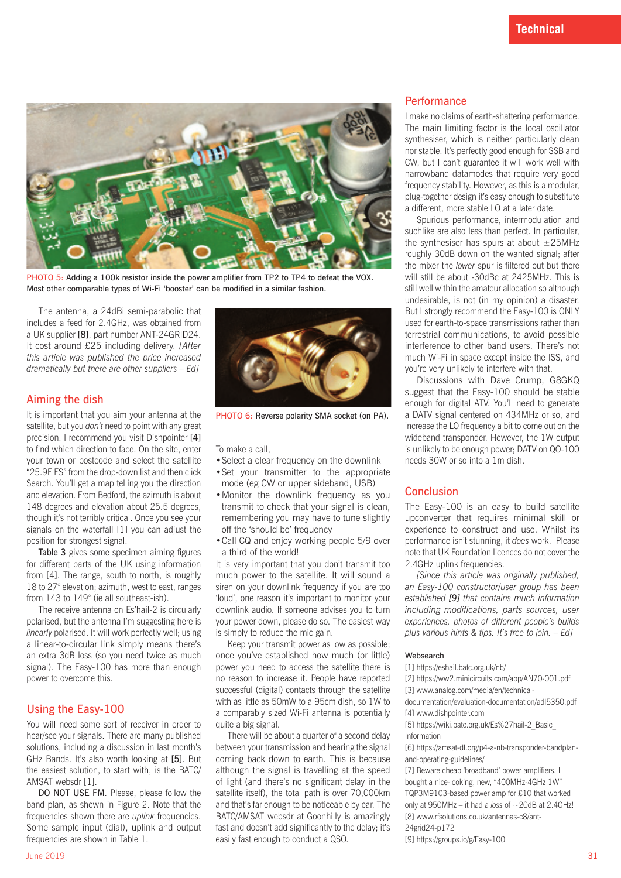PHOTO 5: Adding a 100k resistor inside the power amplifier from TP2 to TP4 to defeat the VOX. Most other comparable types of Wi-Fi 'booster' can be modified in a similar fashion.

The antenna, a 24dBi semi-parabolic that includes a feed for 2.4GHz, was obtained from a UK supplier [8], part number ANT-24GRID24. It cost around £25 including delivery. *[After this article was published the price increased dramatically but there are other suppliers – Ed]*

## Aiming the dish

It is important that you aim your antenna at the satellite, but you *don't* need to point with any great precision. I recommend you visit Dishpointer [4] to find which direction to face. On the site, enter your town or postcode and select the satellite "25.9E ES" from the drop-down list and then click Search. You'll get a map telling you the direction and elevation. From Bedford, the azimuth is about 148 degrees and elevation about 25.5 degrees, though it's not terribly critical. Once you see your signals on the waterfall [1] you can adjust the position for strongest signal.

Table 3 gives some specimen aiming figures for different parts of the UK using information from [4]. The range, south to north, is roughly 18 to 27° elevation; azimuth, west to east, ranges from 143 to 149° (ie all southeast-ish).

The receive antenna on Es'hail-2 is circularly polarised, but the antenna I'm suggesting here is *linearly* polarised. It will work perfectly well; using a linear-to-circular link simply means there's an extra 3dB loss (so you need twice as much signal). The Easy-100 has more than enough power to overcome this.

## Using the Easy-100

You will need some sort of receiver in order to hear/see your signals. There are many published solutions, including a discussion in last month's GHz Bands. It's also worth looking at [5]. But the easiest solution, to start with, is the BATC/AMSAT websdr [1].

DO NOT USE FM. Please, please follow the band plan, as shown in Figure 2. Note that the frequencies shown there are *uplink* frequencies. Some sample input (dial), uplink and output frequencies are shown in Table 1.

PHOTO 6: Reverse polarity SMA socket (on PA).

To make a call,

- Select a clear frequency on the downlink
- Set your transmitter to the appropriate mode (eg CW or upper sideband, USB)
- Monitor the downlink frequency as you transmit to check that your signal is clean, remembering you may have to tune slightly off the 'should be' frequency
- Call CQ and enjoy working people 5/9 over a third of the world!

It is very important that you don't transmit too much power to the satellite. It will sound a siren on your downlink frequency if you are too 'loud', one reason it's important to monitor your downlink audio. If someone advises you to turn your power down, please do so. The easiest way is simply to reduce the mic gain.

Keep your transmit power as low as possible; once you've established how much (or little) power you need to access the satellite there is no reason to increase it. People have reported successful (digital) contacts through the satellite with as little as 50mW to a 95cm dish, so 1W to a comparably sized Wi-Fi antenna is potentially quite a big signal.

There will be about a quarter of a second delay between your transmission and hearing the signal coming back down to earth. This is because although the signal is travelling at the speed of light (and there's no significant delay in the satellite itself), the total path is over 70,000km and that's far enough to be noticeable by ear. The BATC/AMSAT websdr at Goonhilly is amazingly fast and doesn't add significantly to the delay; it's easily fast enough to conduct a QSO.

## Performance

I make no claims of earth-shattering performance. The main limiting factor is the local oscillator synthesiser, which is neither particularly clean nor stable. It's perfectly good enough for SSB and CW, but I can't guarantee it will work well with narrowband datamodes that require very good frequency stability. However, as this is a modular, plug-together design it's easy enough to substitute a different, more stable LO at a later date.

Spurious performance, intermodulation and suchlike are also less than perfect. In particular, the synthesiser has spurs at about ±25MHz roughly 30dB down on the wanted signal; after the mixer the *lower* spur is filtered out but there will still be about -30dBc at 2425MHz. This is still well within the amateur allocation so although undesirable, is not (in my opinion) a disaster. But I strongly recommend the Easy-100 is ONLY used for earth-to-space transmissions rather than terrestrial communications, to avoid possible interference to other band users. There's not much Wi-Fi in space except inside the ISS, and you're very unlikely to interfere with that.

Discussions with Dave Crump, G8GKQ suggest that the Easy-100 should be stable enough for digital ATV. You'll need to generate a DATV signal centered on 434MHz or so, and increase the LO frequency a bit to come out on the wideband transponder. However, the 1W output is unlikely to be enough power; DATV on QO-100 needs 30W or so into a 1m dish.

## Conclusion

The Easy-100 is an easy to build satellite upconverter that requires minimal skill or experience to construct and use. Whilst its performance isn't stunning, it *does* work. Please note that UK Foundation licences do not cover the 2.4GHz uplink frequencies.

*[Since this article was originally published, an Easy-100 constructor/user group has been established [9] that contains much information including modifications, parts sources, user experiences, photos of different people's builds plus various hints & tips. It's free to join. – Ed]*

### Websearch

[1] https://eshail.batc.org.uk/nb/
[2] https://ww2.minicircuits.com/app/AN70-001.pdf
[3] www.analog.com/media/en/technical-documentation/evaluation-documentation/adl5350.pdf
[4] www.dishpointer.com
[5] https://wiki.batc.org.uk/Es%27hail-2_Basic_Information
[6] https://amsat-dl.org/p4-a-nb-transponder-bandplan-and-operating-guidelines/
[7] Beware cheap 'broadband' power amplifiers. I bought a nice-looking, new, "400MHz-4GHz 1W" TQP3M9103-based power amp for £10 that worked only at 950MHz – it had a *loss* of ~20dB at 2.4GHz!
[8] www.rfsolutions.co.uk/antennas-c8/ant-24grid24-p172
[9] https://groups.io/g/Easy-100